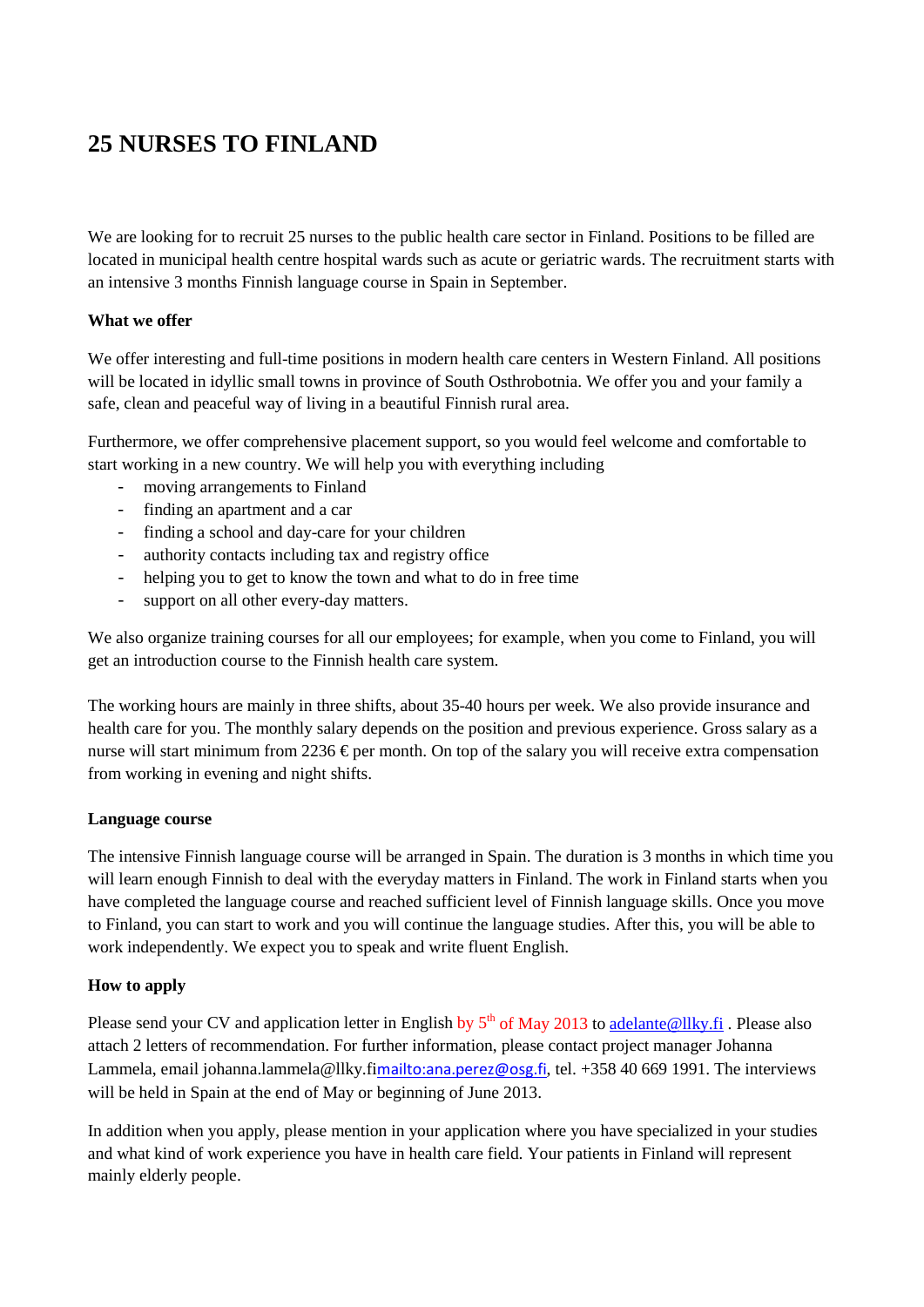# 25 NURSES TO FINLAND

We are looking for to recruit 25 nurses to the public health care sector in Finland. Positions to be filled are located in municipal health centre hospital wards such as acute or geriatric wards. The recruitment starts with an intensive 3 months Finnish language course in Spain in September.

**What we offer**

We offer interesting and full-time positions in modern health care centers in Western Finland. All positions will be located in idyllic small towns in province of South Osthrobotnia. We offer you and your family a safe, clean and peaceful way of living in a beautiful Finnish rural area.

Furthermore, we offer comprehensive placement support, so you would feel welcome and comfortable to start working in a new country. We will help you with everything including

- moving arrangements to Finland
- finding an apartment and a car
- finding a school and day-care for your children
- authority contacts including tax and registry office
- helping you to get to know the town and what to do in free time
- support on all other every-day matters.

We also organize training courses for all our employees; for example, when you come to Finland, you will get an introduction course to the Finnish health care system.

The working hours are mainly in three shifts, about 35-40 hours per week. We also provide insurance and health care for you. The monthly salary depends on the position and previous experience. Gross salary as a nurse will start minimum from 2236 € per month. On top of the salary you will receive extra compensation from working in evening and night shifts.

**Language course**

The intensive Finnish language course will be arranged in Spain. The duration is 3 months in which time you will learn enough Finnish to deal with the everyday matters in Finland. The work in Finland starts when you have completed the language course and reached sufficient level of Finnish language skills. Once you move to Finland, you can start to work and you will continue the language studies. After this, you will be able to work independently. We expect you to speak and write fluent English.

**How to apply**

Please send your CV and application letter in English by 5th of May 2013 to adelante@llky.fi . Please also attach 2 letters of recommendation. For further information, please contact project manager Johanna Lammela, email johanna.lammela@llky.fimailto:ana.perez@osg.fi, tel. +358 40 669 1991. The interviews will be held in Spain at the end of May or beginning of June 2013.

In addition when you apply, please mention in your application where you have specialized in your studies and what kind of work experience you have in health care field. Your patients in Finland will represent mainly elderly people.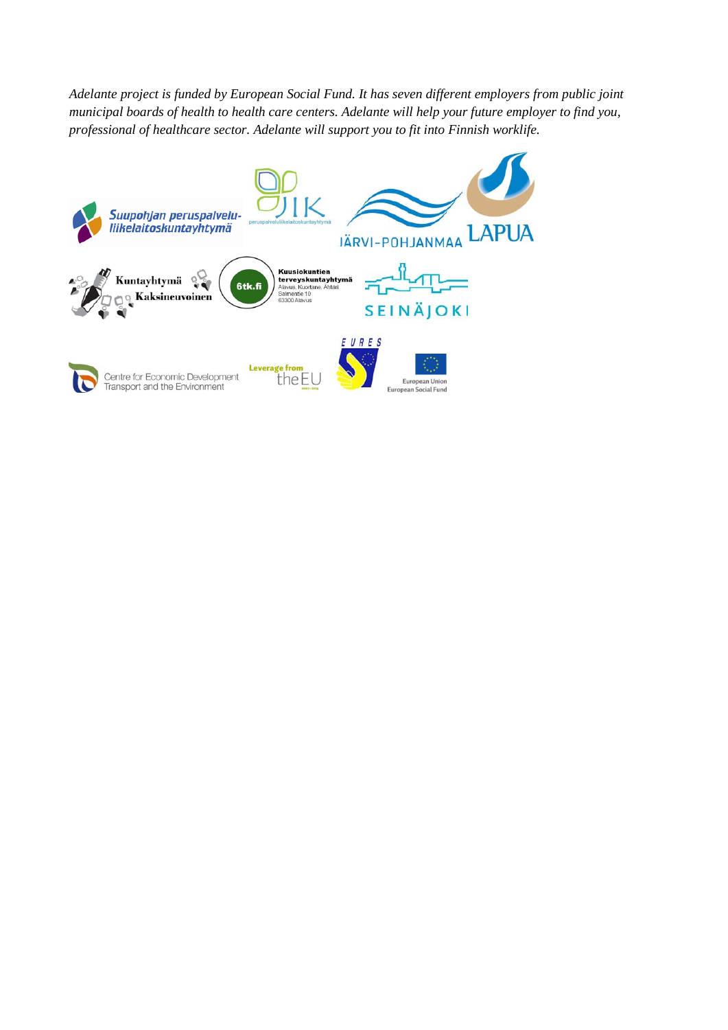*Adelante project is funded by European Social Fund. It has seven different employers from public joint municipal boards of health to health care centers. Adelante will help your future employer to find you, professional of healthcare sector. Adelante will support you to fit into Finnish worklife.*